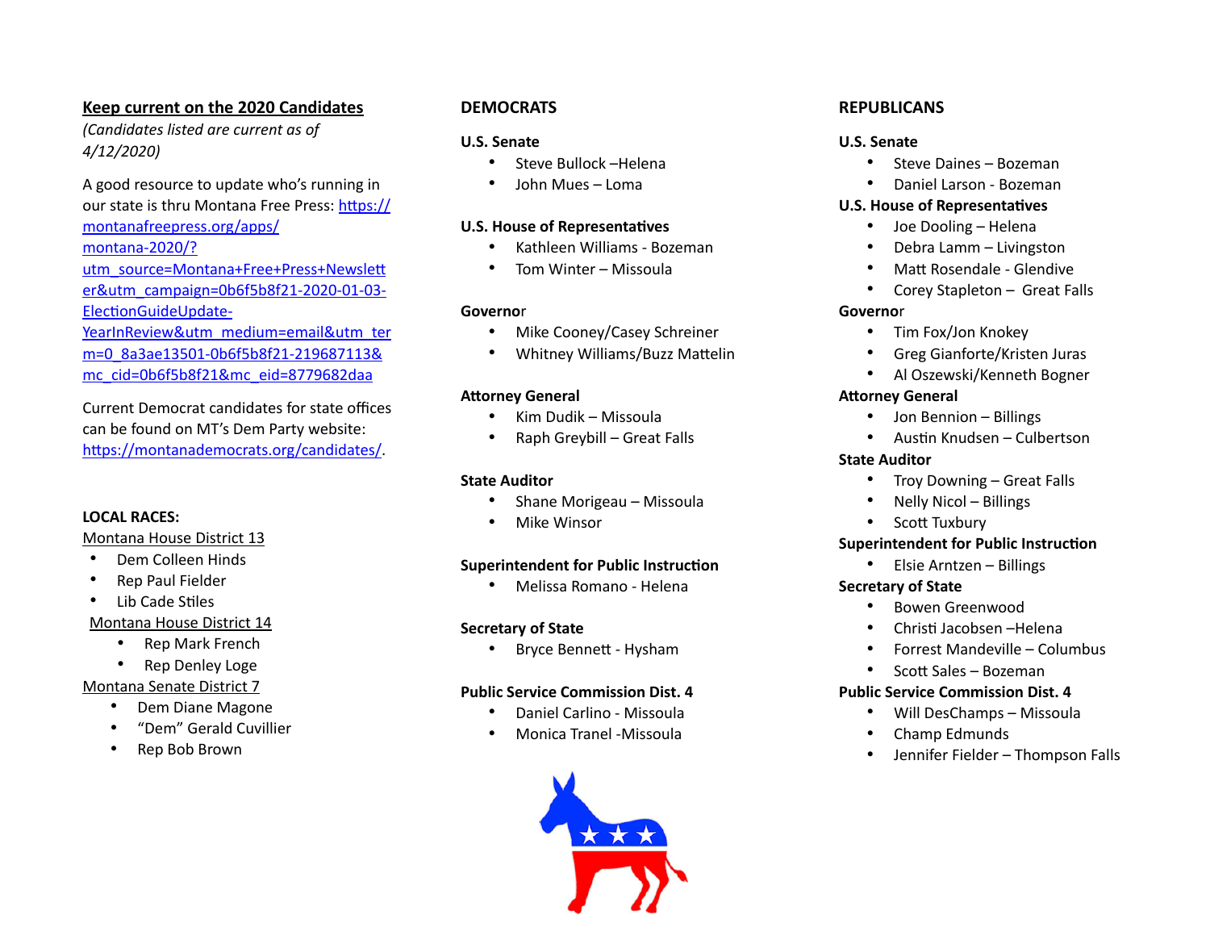**Keep current on the 2020 Candidates**

*(Candidates listed are current as of 4/12/2020)*

A good resource to update who's running in our state is thru Montana Free Press: https://montanafreepress.org/apps/montana-2020/?utm_source=Montana+Free+Press+Newsletter&utm_campaign=0b6f5b8f21-2020-01-03-ElectionGuideUpdate-YearInReview&utm_medium=email&utm_term=0_8a3ae13501-0b6f5b8f21-219687113&mc_cid=0b6f5b8f21&mc_eid=8779682daa

Current Democrat candidates for state offices can be found on MT's Dem Party website: https://montanademocrats.org/candidates/.

**LOCAL RACES:**

Montana House District 13

- Dem Colleen Hinds
- Rep Paul Fielder
- Lib Cade Stiles

Montana House District 14

- Rep Mark French
- Rep Denley Loge

Montana Senate District 7

- Dem Diane Magone
- "Dem" Gerald Cuvillier
- Rep Bob Brown

## DEMOCRATS

**U.S. Senate**

- Steve Bullock –Helena
- John Mues – Loma

**U.S. House of Representatives**

- Kathleen Williams - Bozeman
- Tom Winter – Missoula

**Governor**

- Mike Cooney/Casey Schreiner
- Whitney Williams/Buzz Mattelin

**Attorney General**

- Kim Dudik – Missoula
- Raph Greybill – Great Falls

**State Auditor**

- Shane Morigeau – Missoula
- Mike Winsor

**Superintendent for Public Instruction**

- Melissa Romano - Helena

**Secretary of State**

- Bryce Bennett - Hysham

**Public Service Commission Dist. 4**

- Daniel Carlino - Missoula
- Monica Tranel -Missoula

## REPUBLICANS

**U.S. Senate**

- Steve Daines – Bozeman
- Daniel Larson - Bozeman

**U.S. House of Representatives**

- Joe Dooling – Helena
- Debra Lamm – Livingston
- Matt Rosendale - Glendive
- Corey Stapleton – Great Falls

**Governor**

- Tim Fox/Jon Knokey
- Greg Gianforte/Kristen Juras
- Al Oszewski/Kenneth Bogner

**Attorney General**

- Jon Bennion – Billings
- Austin Knudsen – Culbertson

**State Auditor**

- Troy Downing – Great Falls
- Nelly Nicol – Billings
- Scott Tuxbury

**Superintendent for Public Instruction**

- Elsie Arntzen – Billings

**Secretary of State**

- Bowen Greenwood
- Christi Jacobsen –Helena
- Forrest Mandeville – Columbus
- Scott Sales – Bozeman

**Public Service Commission Dist. 4**

- Will DesChamps – Missoula
- Champ Edmunds
- Jennifer Fielder – Thompson Falls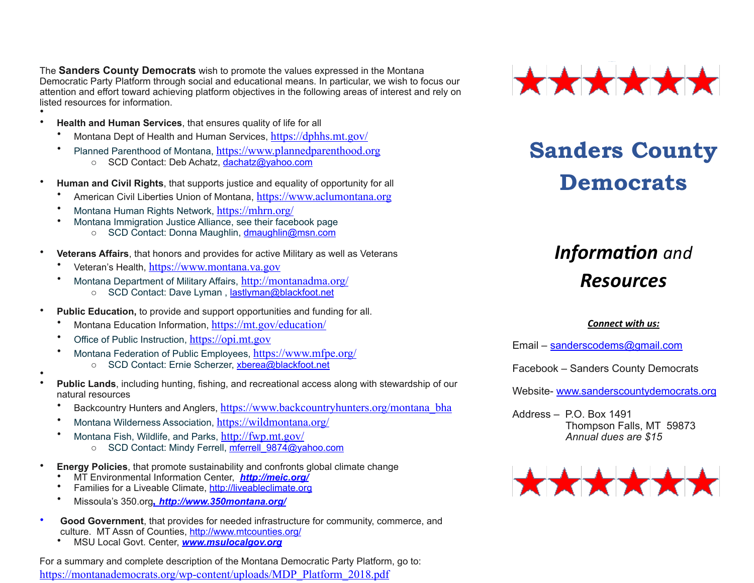The **Sanders County Democrats** wish to promote the values expressed in the Montana Democratic Party Platform through social and educational means. In particular, we wish to focus our attention and effort toward achieving platform objectives in the following areas of interest and rely on listed resources for information.

- **Health and Human Services**, that ensures quality of life for all
  - Montana Dept of Health and Human Services, https://dphhs.mt.gov/
  - Planned Parenthood of Montana, https://www.plannedparenthood.org
    - SCD Contact: Deb Achatz, dachatz@yahoo.com

- **Human and Civil Rights**, that supports justice and equality of opportunity for all
  - American Civil Liberties Union of Montana, https://www.aclumontana.org
  - Montana Human Rights Network, https://mhrn.org/
  - Montana Immigration Justice Alliance, see their facebook page
    - SCD Contact: Donna Maughlin, dmaughlin@msn.com

- **Veterans Affairs**, that honors and provides for active Military as well as Veterans
  - Veteran's Health, https://www.montana.va.gov
  - Montana Department of Military Affairs, http://montanadma.org/
    - SCD Contact: Dave Lyman , lastlyman@blackfoot.net

- **Public Education,** to provide and support opportunities and funding for all.
  - Montana Education Information, https://mt.gov/education/
  - Office of Public Instruction, https://opi.mt.gov
  - Montana Federation of Public Employees, https://www.mfpe.org/
    - SCD Contact: Ernie Scherzer, xberea@blackfoot.net

- **Public Lands**, including hunting, fishing, and recreational access along with stewardship of our natural resources
  - Backcountry Hunters and Anglers, https://www.backcountryhunters.org/montana_bha
  - Montana Wilderness Association, https://wildmontana.org/
  - Montana Fish, Wildlife, and Parks, http://fwp.mt.gov/
    - SCD Contact: Mindy Ferrell, mferrell_9874@yahoo.com

- **Energy Policies**, that promote sustainability and confronts global climate change
  - MT Environmental Information Center, ***http://meic.org/***
  - Families for a Liveable Climate, http://liveableclimate.org
  - Missoula's 350.org***, http://www.350montana.org/***

- **Good Government**, that provides for needed infrastructure for community, commerce, and culture. MT Assn of Counties, http://www.mtcounties.org/
  - MSU Local Govt. Center, ***www.msulocalgov.org***

For a summary and complete description of the Montana Democratic Party Platform, go to:
https://montanademocrats.org/wp-content/uploads/MDP_Platform_2018.pdf

# Sanders County Democrats

## *Information* and *Resources*

***Connect with us:***

Email – sanderscodems@gmail.com

Facebook – Sanders County Democrats

Website- www.sanderscountydemocrats.org

Address – P.O. Box 1491
Thompson Falls, MT 59873
*Annual dues are $15*